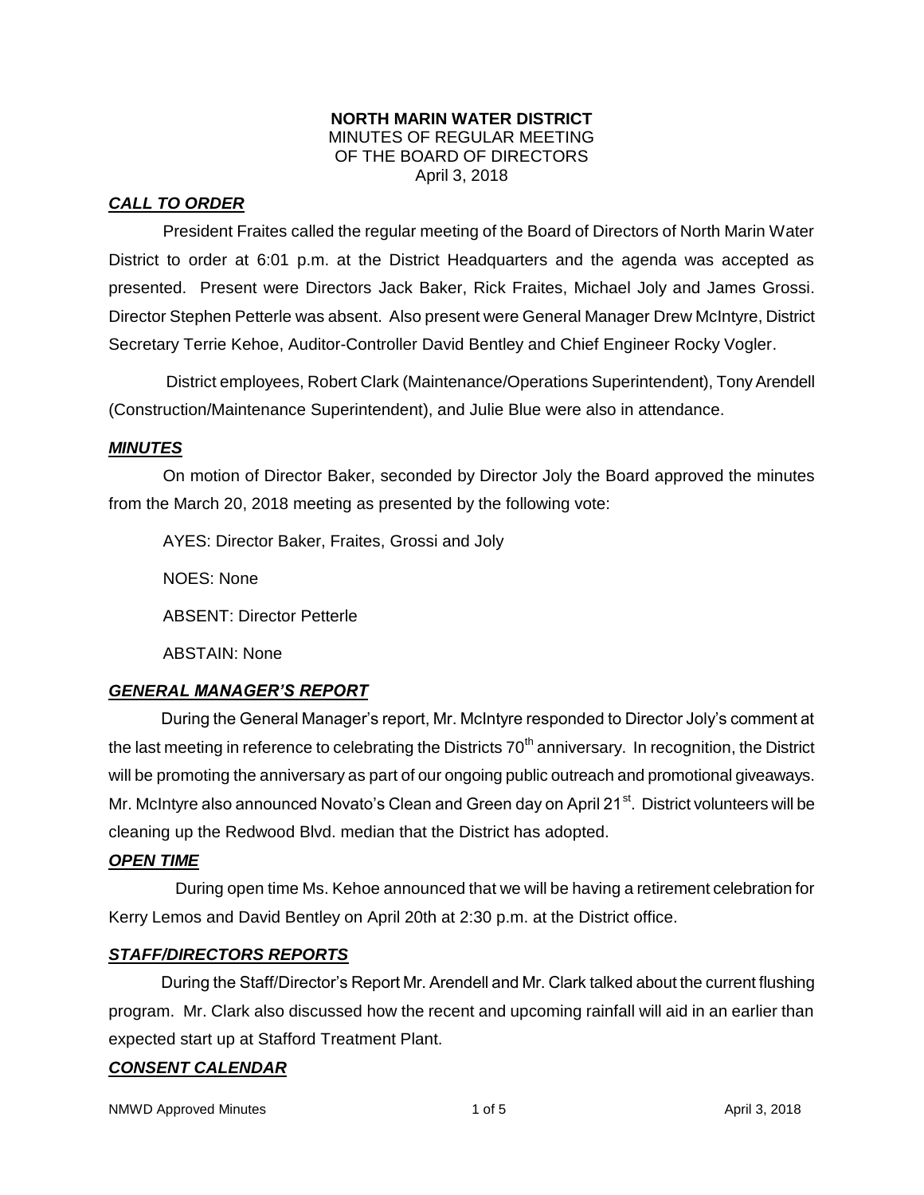**NORTH MARIN WATER DISTRICT**
MINUTES OF REGULAR MEETING
OF THE BOARD OF DIRECTORS
April 3, 2018

***CALL TO ORDER***

President Fraites called the regular meeting of the Board of Directors of North Marin Water District to order at 6:01 p.m. at the District Headquarters and the agenda was accepted as presented. Present were Directors Jack Baker, Rick Fraites, Michael Joly and James Grossi. Director Stephen Petterle was absent. Also present were General Manager Drew McIntyre, District Secretary Terrie Kehoe, Auditor-Controller David Bentley and Chief Engineer Rocky Vogler.

District employees, Robert Clark (Maintenance/Operations Superintendent), Tony Arendell (Construction/Maintenance Superintendent), and Julie Blue were also in attendance.

***MINUTES***

On motion of Director Baker, seconded by Director Joly the Board approved the minutes from the March 20, 2018 meeting as presented by the following vote:

AYES: Director Baker, Fraites, Grossi and Joly

NOES: None

ABSENT: Director Petterle

ABSTAIN: None

***GENERAL MANAGER'S REPORT***

During the General Manager's report, Mr. McIntyre responded to Director Joly's comment at the last meeting in reference to celebrating the Districts 70th anniversary. In recognition, the District will be promoting the anniversary as part of our ongoing public outreach and promotional giveaways. Mr. McIntyre also announced Novato's Clean and Green day on April 21st. District volunteers will be cleaning up the Redwood Blvd. median that the District has adopted.

***OPEN TIME***

During open time Ms. Kehoe announced that we will be having a retirement celebration for Kerry Lemos and David Bentley on April 20th at 2:30 p.m. at the District office.

***STAFF/DIRECTORS REPORTS***

During the Staff/Director's Report Mr. Arendell and Mr. Clark talked about the current flushing program. Mr. Clark also discussed how the recent and upcoming rainfall will aid in an earlier than expected start up at Stafford Treatment Plant.

***CONSENT CALENDAR***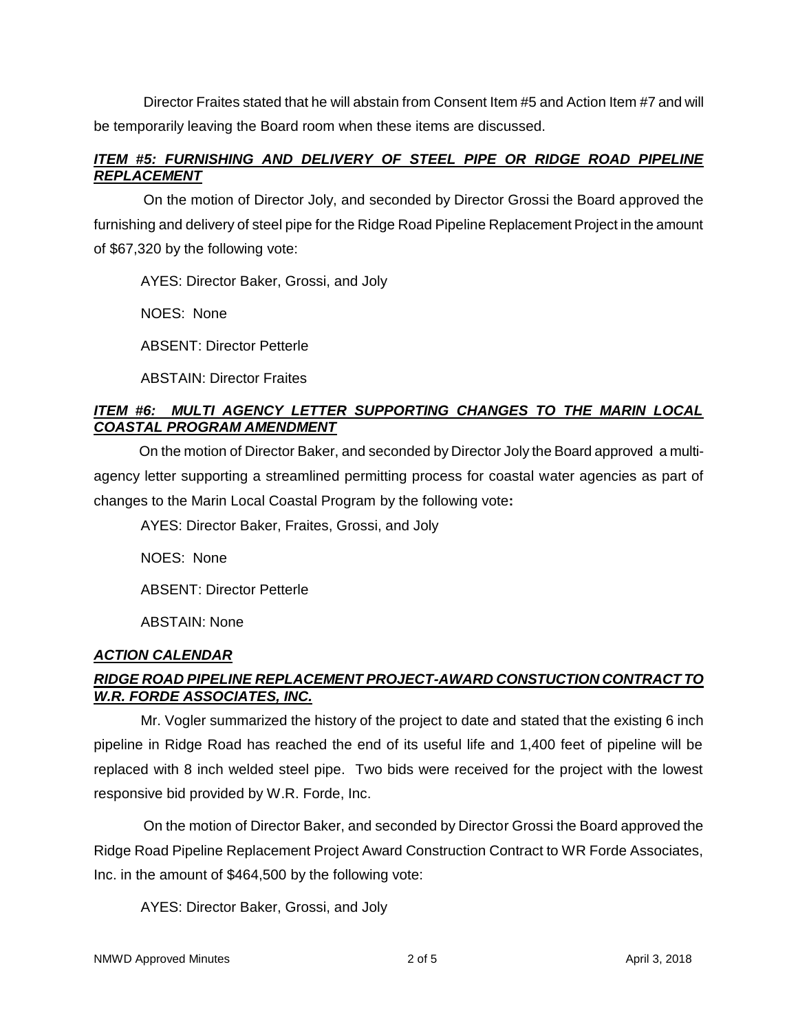Director Fraites stated that he will abstain from Consent Item #5 and Action Item #7 and will be temporarily leaving the Board room when these items are discussed.

***ITEM #5: FURNISHING AND DELIVERY OF STEEL PIPE OR RIDGE ROAD PIPELINE REPLACEMENT***

On the motion of Director Joly, and seconded by Director Grossi the Board approved the furnishing and delivery of steel pipe for the Ridge Road Pipeline Replacement Project in the amount of $67,320 by the following vote:

AYES: Director Baker, Grossi, and Joly

NOES: None

ABSENT: Director Petterle

ABSTAIN: Director Fraites

***ITEM #6: MULTI AGENCY LETTER SUPPORTING CHANGES TO THE MARIN LOCAL COASTAL PROGRAM AMENDMENT***

On the motion of Director Baker, and seconded by Director Joly the Board approved a multi-agency letter supporting a streamlined permitting process for coastal water agencies as part of changes to the Marin Local Coastal Program by the following vote**:**

AYES: Director Baker, Fraites, Grossi, and Joly

NOES: None

ABSENT: Director Petterle

ABSTAIN: None

***ACTION CALENDAR***

***RIDGE ROAD PIPELINE REPLACEMENT PROJECT-AWARD CONSTUCTION CONTRACT TO W.R. FORDE ASSOCIATES, INC.***

Mr. Vogler summarized the history of the project to date and stated that the existing 6 inch pipeline in Ridge Road has reached the end of its useful life and 1,400 feet of pipeline will be replaced with 8 inch welded steel pipe. Two bids were received for the project with the lowest responsive bid provided by W.R. Forde, Inc.

On the motion of Director Baker, and seconded by Director Grossi the Board approved the Ridge Road Pipeline Replacement Project Award Construction Contract to WR Forde Associates, Inc. in the amount of $464,500 by the following vote:

AYES: Director Baker, Grossi, and Joly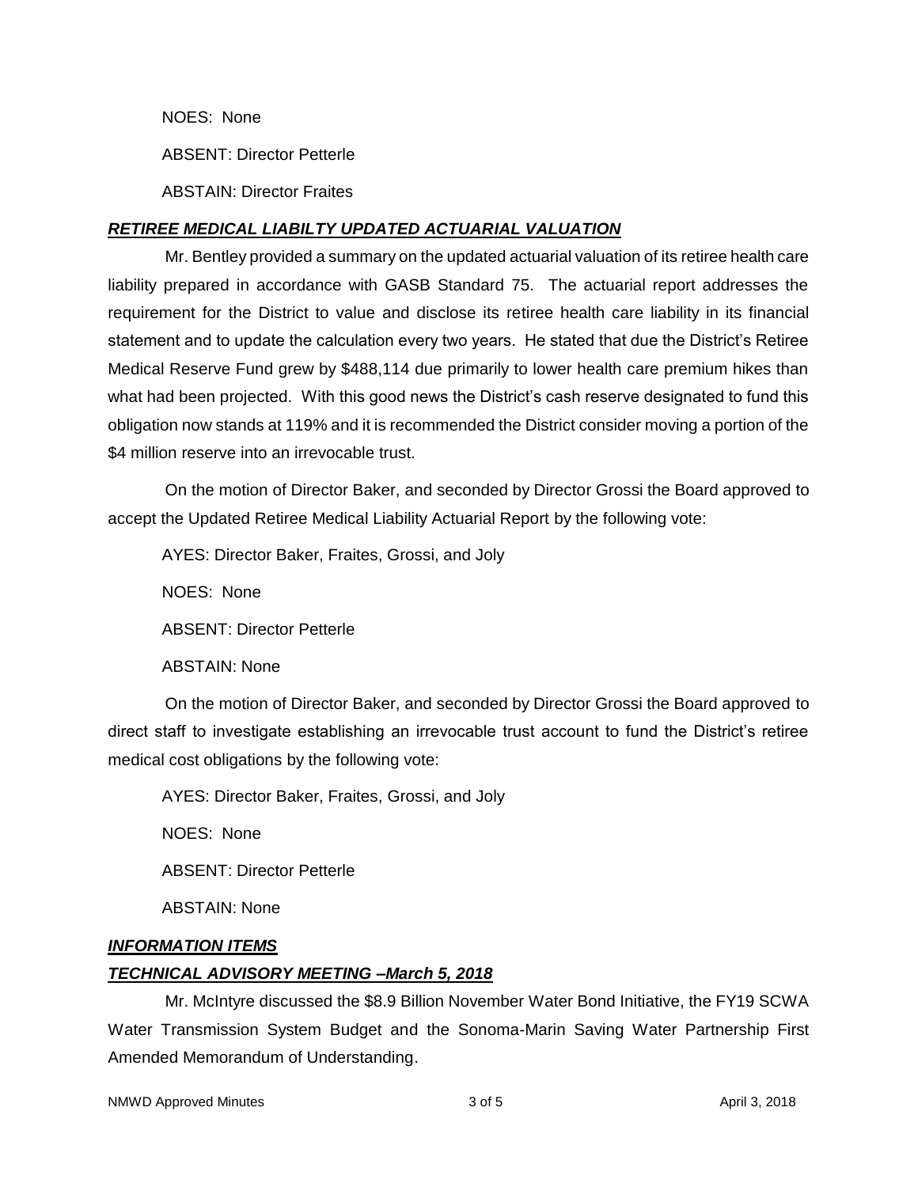NOES: None

ABSENT: Director Petterle

ABSTAIN: Director Fraites

***RETIREE MEDICAL LIABILTY UPDATED ACTUARIAL VALUATION***

Mr. Bentley provided a summary on the updated actuarial valuation of its retiree health care liability prepared in accordance with GASB Standard 75. The actuarial report addresses the requirement for the District to value and disclose its retiree health care liability in its financial statement and to update the calculation every two years. He stated that due the District's Retiree Medical Reserve Fund grew by $488,114 due primarily to lower health care premium hikes than what had been projected. With this good news the District's cash reserve designated to fund this obligation now stands at 119% and it is recommended the District consider moving a portion of the $4 million reserve into an irrevocable trust.

On the motion of Director Baker, and seconded by Director Grossi the Board approved to accept the Updated Retiree Medical Liability Actuarial Report by the following vote:

AYES: Director Baker, Fraites, Grossi, and Joly

NOES: None

ABSENT: Director Petterle

ABSTAIN: None

On the motion of Director Baker, and seconded by Director Grossi the Board approved to direct staff to investigate establishing an irrevocable trust account to fund the District's retiree medical cost obligations by the following vote:

AYES: Director Baker, Fraites, Grossi, and Joly

NOES: None

ABSENT: Director Petterle

ABSTAIN: None

***INFORMATION ITEMS***

***TECHNICAL ADVISORY MEETING –March 5, 2018***

Mr. McIntyre discussed the $8.9 Billion November Water Bond Initiative, the FY19 SCWA Water Transmission System Budget and the Sonoma-Marin Saving Water Partnership First Amended Memorandum of Understanding.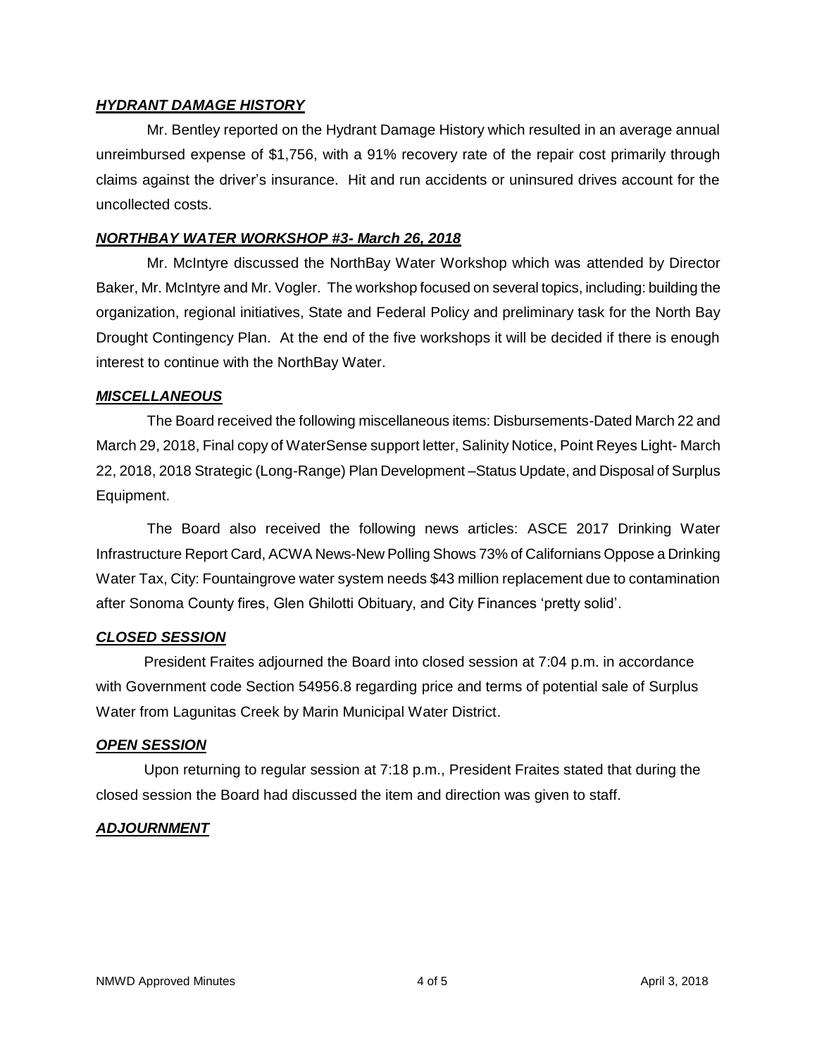***HYDRANT DAMAGE HISTORY***

Mr. Bentley reported on the Hydrant Damage History which resulted in an average annual unreimbursed expense of $1,756, with a 91% recovery rate of the repair cost primarily through claims against the driver's insurance. Hit and run accidents or uninsured drives account for the uncollected costs.

***NORTHBAY WATER WORKSHOP #3- March 26, 2018***

Mr. McIntyre discussed the NorthBay Water Workshop which was attended by Director Baker, Mr. McIntyre and Mr. Vogler. The workshop focused on several topics, including: building the organization, regional initiatives, State and Federal Policy and preliminary task for the North Bay Drought Contingency Plan. At the end of the five workshops it will be decided if there is enough interest to continue with the NorthBay Water.

***MISCELLANEOUS***

The Board received the following miscellaneous items: Disbursements-Dated March 22 and March 29, 2018, Final copy of WaterSense support letter, Salinity Notice, Point Reyes Light- March 22, 2018, 2018 Strategic (Long-Range) Plan Development –Status Update, and Disposal of Surplus Equipment.

The Board also received the following news articles: ASCE 2017 Drinking Water Infrastructure Report Card, ACWA News-New Polling Shows 73% of Californians Oppose a Drinking Water Tax, City: Fountaingrove water system needs $43 million replacement due to contamination after Sonoma County fires, Glen Ghilotti Obituary, and City Finances 'pretty solid'.

***CLOSED SESSION***

President Fraites adjourned the Board into closed session at 7:04 p.m. in accordance with Government code Section 54956.8 regarding price and terms of potential sale of Surplus Water from Lagunitas Creek by Marin Municipal Water District.

***OPEN SESSION***

Upon returning to regular session at 7:18 p.m., President Fraites stated that during the closed session the Board had discussed the item and direction was given to staff.

***ADJOURNMENT***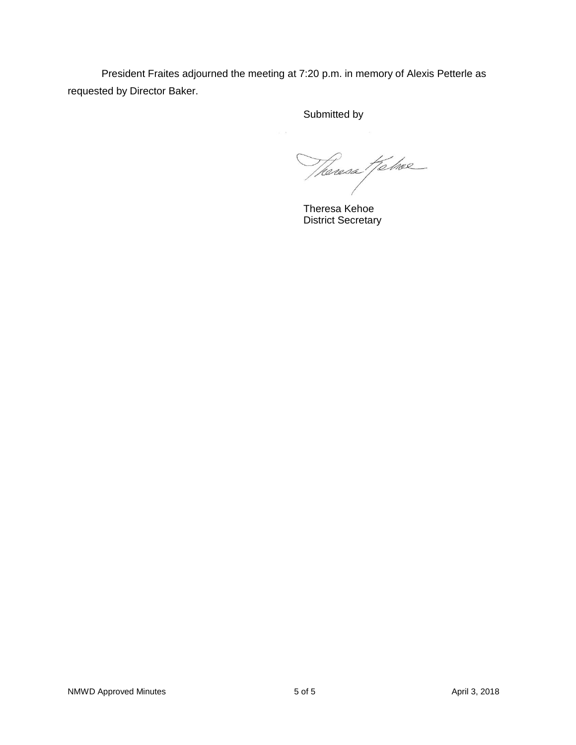President Fraites adjourned the meeting at 7:20 p.m. in memory of Alexis Petterle as requested by Director Baker.

Submitted by

Theresa Kehoe
District Secretary